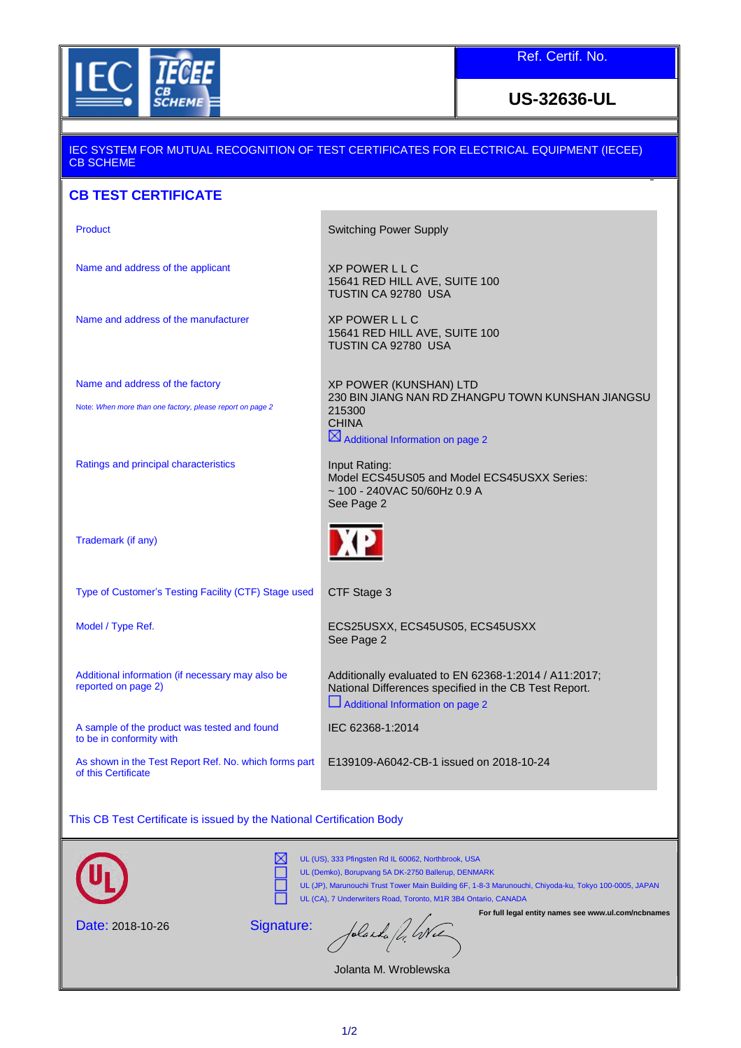Ref. Certif. No.

**US-32636-UL**

IEC SYSTEM FOR MUTUAL RECOGNITION OF TEST CERTIFICATES FOR ELECTRICAL EQUIPMENT (IECEE) CB SCHEME

## CB TEST CERTIFICATE

| | |
|---|---|
| Product | Switching Power Supply |
| Name and address of the applicant | XP POWER L L C<br>15641 RED HILL AVE, SUITE 100<br>TUSTIN CA 92780 USA |
| Name and address of the manufacturer | XP POWER L L C<br>15641 RED HILL AVE, SUITE 100<br>TUSTIN CA 92780 USA |
| Name and address of the factory<br>Note: *When more than one factory, please report on page 2* | XP POWER (KUNSHAN) LTD<br>230 BIN JIANG NAN RD ZHANGPU TOWN KUNSHAN JIANGSU 215300<br>CHINA<br>☒ Additional Information on page 2 |
| Ratings and principal characteristics | Input Rating:<br>Model ECS45US05 and Model ECS45USXX Series:<br>~ 100 - 240VAC 50/60Hz 0.9 A<br>See Page 2 |
| Trademark (if any) | XP |
| Type of Customer's Testing Facility (CTF) Stage used | CTF Stage 3 |
| Model / Type Ref. | ECS25USXX, ECS45US05, ECS45USXX<br>See Page 2 |
| Additional information (if necessary may also be reported on page 2) | Additionally evaluated to EN 62368-1:2014 / A11:2017; National Differences specified in the CB Test Report.<br>☐ Additional Information on page 2 |
| A sample of the product was tested and found to be in conformity with | IEC 62368-1:2014 |
| As shown in the Test Report Ref. No. which forms part of this Certificate | E139109-A6042-CB-1 issued on 2018-10-24 |

This CB Test Certificate is issued by the National Certification Body

- ☒ UL (US), 333 Pfingsten Rd IL 60062, Northbrook, USA
- ☐ UL (Demko), Borupvang 5A DK-2750 Ballerup, DENMARK
- ☐ UL (JP), Marunouchi Trust Tower Main Building 6F, 1-8-3 Marunouchi, Chiyoda-ku, Tokyo 100-0005, JAPAN
- ☐ UL (CA), 7 Underwriters Road, Toronto, M1R 3B4 Ontario, CANADA

**For full legal entity names see www.ul.com/ncbnames**

Date: 2018-10-26

Signature:

Jolanta M. Wroblewska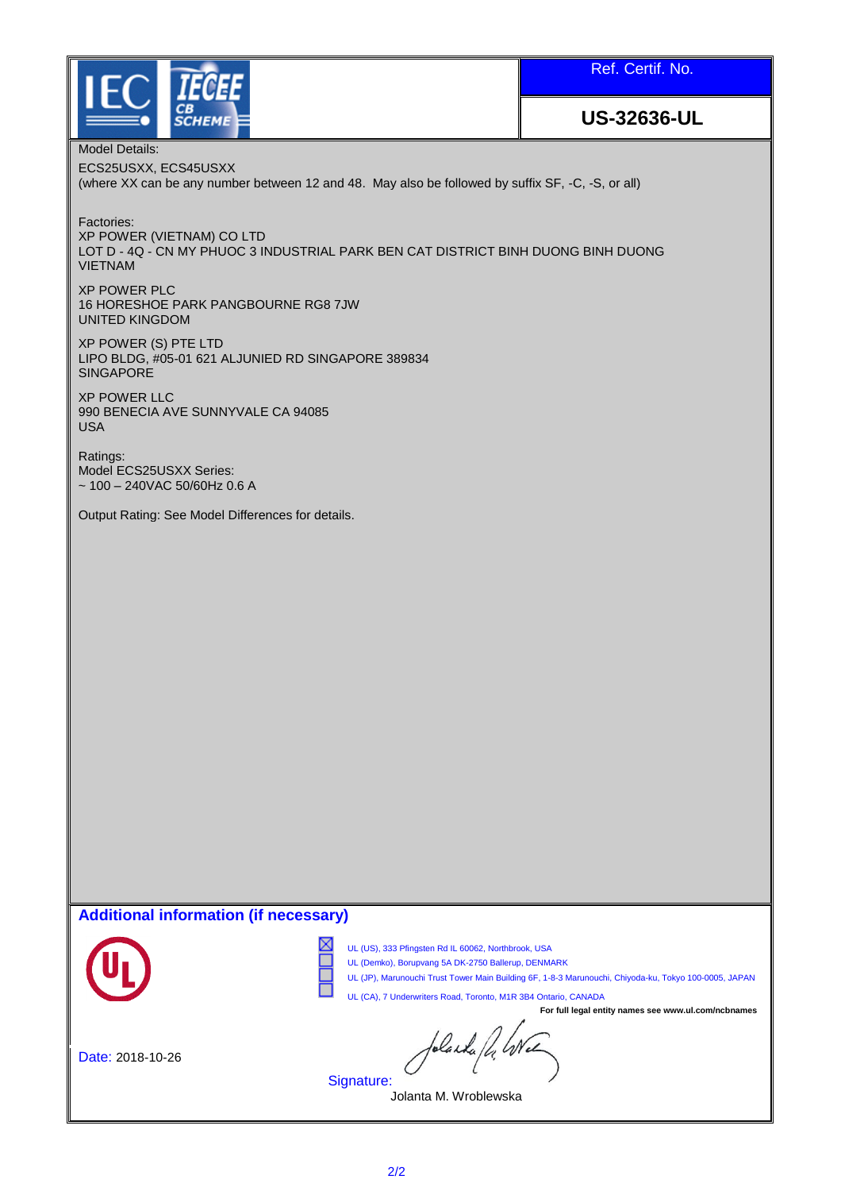IEC IECEE CB SCHEME

Ref. Certif. No.

**US-32636-UL**

Model Details:

ECS25USXX, ECS45USXX
(where XX can be any number between 12 and 48. May also be followed by suffix SF, -C, -S, or all)

Factories:
XP POWER (VIETNAM) CO LTD
LOT D - 4Q - CN MY PHUOC 3 INDUSTRIAL PARK BEN CAT DISTRICT BINH DUONG BINH DUONG
VIETNAM

XP POWER PLC
16 HORESHOE PARK PANGBOURNE RG8 7JW
UNITED KINGDOM

XP POWER (S) PTE LTD
LIPO BLDG, #05-01 621 ALJUNIED RD SINGAPORE 389834
SINGAPORE

XP POWER LLC
990 BENECIA AVE SUNNYVALE CA 94085
USA

Ratings:
Model ECS25USXX Series:
~ 100 – 240VAC 50/60Hz 0.6 A

Output Rating: See Model Differences for details.

## Additional information (if necessary)

- ☒ UL (US), 333 Pfingsten Rd IL 60062, Northbrook, USA
- ☐ UL (Demko), Borupvang 5A DK-2750 Ballerup, DENMARK
- ☐ UL (JP), Marunouchi Trust Tower Main Building 6F, 1-8-3 Marunouchi, Chiyoda-ku, Tokyo 100-0005, JAPAN
- ☐ UL (CA), 7 Underwriters Road, Toronto, M1R 3B4 Ontario, CANADA

**For full legal entity names see www.ul.com/ncbnames**

Date: 2018-10-26

Signature:
Jolanta M. Wroblewska